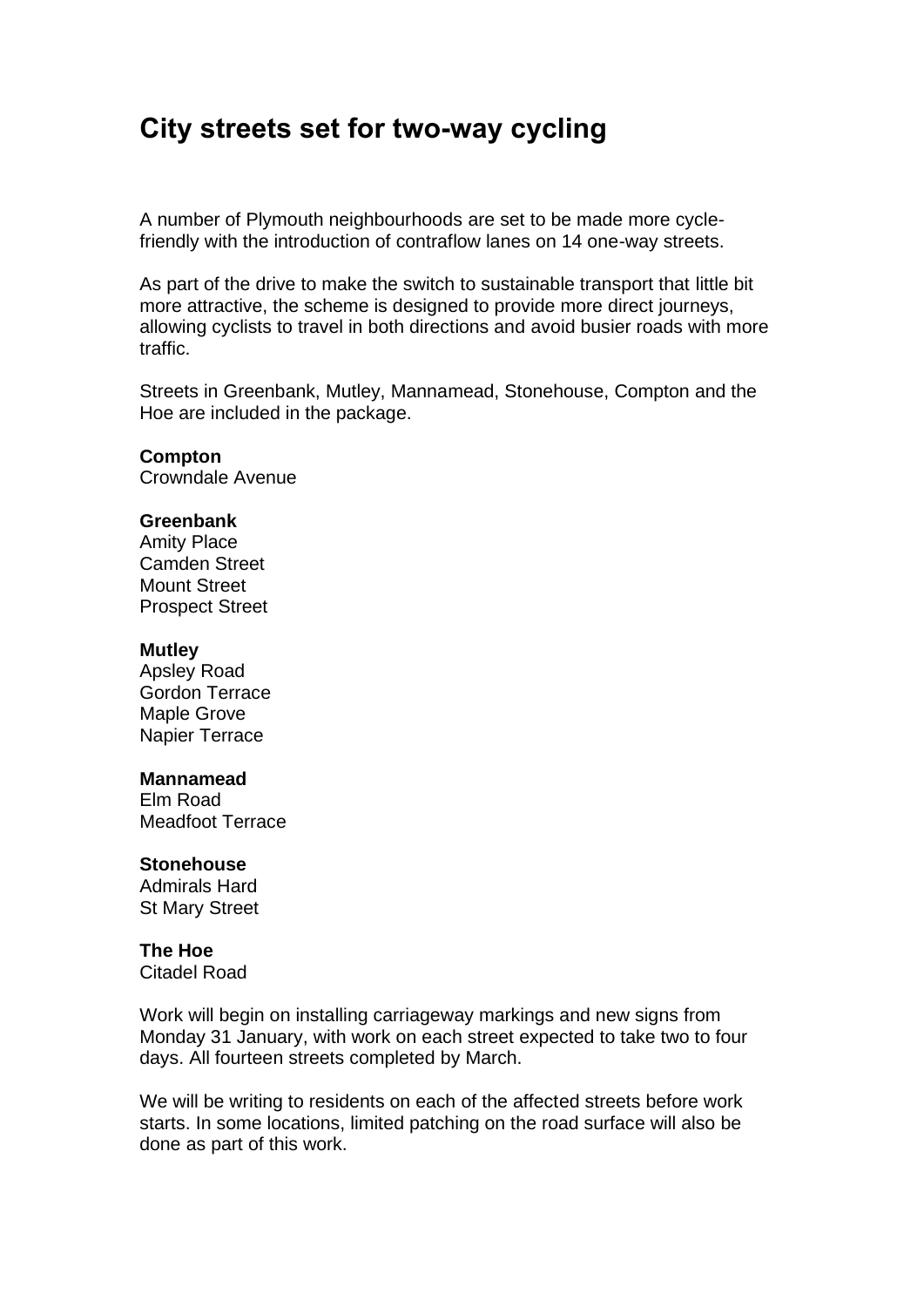# City streets set for two-way cycling

A number of Plymouth neighbourhoods are set to be made more cycle-friendly with the introduction of contraflow lanes on 14 one-way streets.

As part of the drive to make the switch to sustainable transport that little bit more attractive, the scheme is designed to provide more direct journeys, allowing cyclists to travel in both directions and avoid busier roads with more traffic.

Streets in Greenbank, Mutley, Mannamead, Stonehouse, Compton and the Hoe are included in the package.

**Compton**
Crowndale Avenue

**Greenbank**
Amity Place
Camden Street
Mount Street
Prospect Street

**Mutley**
Apsley Road
Gordon Terrace
Maple Grove
Napier Terrace

**Mannamead**
Elm Road
Meadfoot Terrace

**Stonehouse**
Admirals Hard
St Mary Street

**The Hoe**
Citadel Road

Work will begin on installing carriageway markings and new signs from Monday 31 January, with work on each street expected to take two to four days. All fourteen streets completed by March.

We will be writing to residents on each of the affected streets before work starts. In some locations, limited patching on the road surface will also be done as part of this work.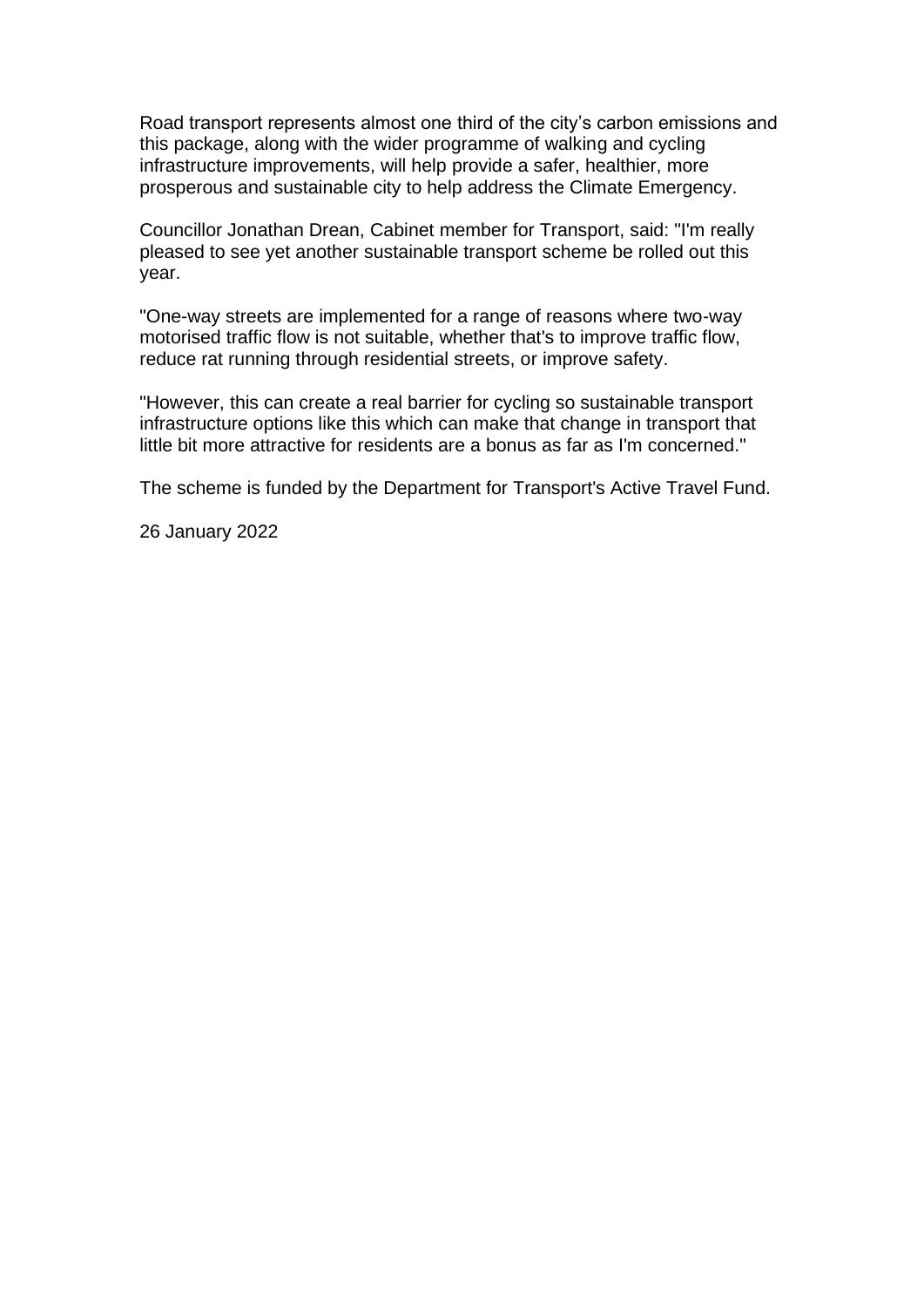Road transport represents almost one third of the city's carbon emissions and this package, along with the wider programme of walking and cycling infrastructure improvements, will help provide a safer, healthier, more prosperous and sustainable city to help address the Climate Emergency.

Councillor Jonathan Drean, Cabinet member for Transport, said: "I'm really pleased to see yet another sustainable transport scheme be rolled out this year.

"One-way streets are implemented for a range of reasons where two-way motorised traffic flow is not suitable, whether that's to improve traffic flow, reduce rat running through residential streets, or improve safety.

"However, this can create a real barrier for cycling so sustainable transport infrastructure options like this which can make that change in transport that little bit more attractive for residents are a bonus as far as I'm concerned."

The scheme is funded by the Department for Transport's Active Travel Fund.

26 January 2022